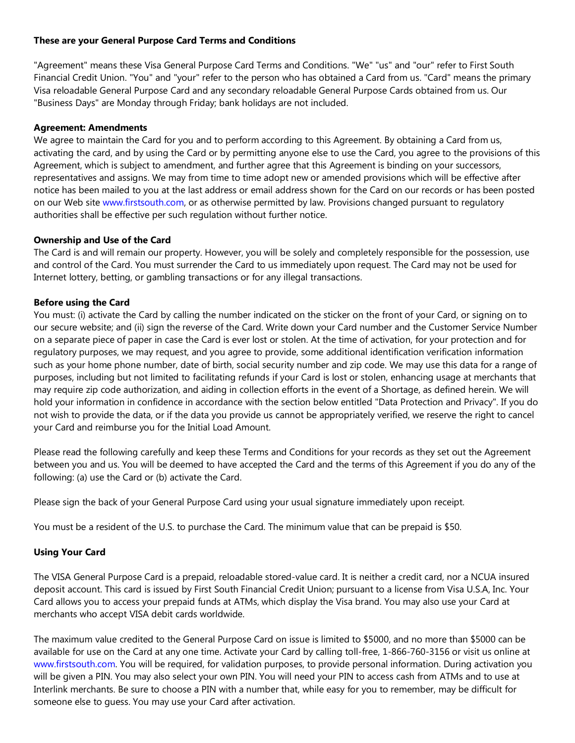**These are your General Purpose Card Terms and Conditions**

"Agreement" means these Visa General Purpose Card Terms and Conditions. "We" "us" and "our" refer to First South Financial Credit Union. "You" and "your" refer to the person who has obtained a Card from us. "Card" means the primary Visa reloadable General Purpose Card and any secondary reloadable General Purpose Cards obtained from us. Our "Business Days" are Monday through Friday; bank holidays are not included.

**Agreement: Amendments**

We agree to maintain the Card for you and to perform according to this Agreement. By obtaining a Card from us, activating the card, and by using the Card or by permitting anyone else to use the Card, you agree to the provisions of this Agreement, which is subject to amendment, and further agree that this Agreement is binding on your successors, representatives and assigns. We may from time to time adopt new or amended provisions which will be effective after notice has been mailed to you at the last address or email address shown for the Card on our records or has been posted on our Web site www.firstsouth.com, or as otherwise permitted by law. Provisions changed pursuant to regulatory authorities shall be effective per such regulation without further notice.

**Ownership and Use of the Card**

The Card is and will remain our property. However, you will be solely and completely responsible for the possession, use and control of the Card. You must surrender the Card to us immediately upon request. The Card may not be used for Internet lottery, betting, or gambling transactions or for any illegal transactions.

**Before using the Card**

You must: (i) activate the Card by calling the number indicated on the sticker on the front of your Card, or signing on to our secure website; and (ii) sign the reverse of the Card. Write down your Card number and the Customer Service Number on a separate piece of paper in case the Card is ever lost or stolen. At the time of activation, for your protection and for regulatory purposes, we may request, and you agree to provide, some additional identification verification information such as your home phone number, date of birth, social security number and zip code. We may use this data for a range of purposes, including but not limited to facilitating refunds if your Card is lost or stolen, enhancing usage at merchants that may require zip code authorization, and aiding in collection efforts in the event of a Shortage, as defined herein. We will hold your information in confidence in accordance with the section below entitled "Data Protection and Privacy". If you do not wish to provide the data, or if the data you provide us cannot be appropriately verified, we reserve the right to cancel your Card and reimburse you for the Initial Load Amount.

Please read the following carefully and keep these Terms and Conditions for your records as they set out the Agreement between you and us. You will be deemed to have accepted the Card and the terms of this Agreement if you do any of the following: (a) use the Card or (b) activate the Card.

Please sign the back of your General Purpose Card using your usual signature immediately upon receipt.

You must be a resident of the U.S. to purchase the Card. The minimum value that can be prepaid is $50.

**Using Your Card**

The VISA General Purpose Card is a prepaid, reloadable stored-value card. It is neither a credit card, nor a NCUA insured deposit account. This card is issued by First South Financial Credit Union; pursuant to a license from Visa U.S.A, Inc. Your Card allows you to access your prepaid funds at ATMs, which display the Visa brand. You may also use your Card at merchants who accept VISA debit cards worldwide.

The maximum value credited to the General Purpose Card on issue is limited to $5000, and no more than $5000 can be available for use on the Card at any one time. Activate your Card by calling toll-free, 1-866-760-3156 or visit us online at www.firstsouth.com. You will be required, for validation purposes, to provide personal information. During activation you will be given a PIN. You may also select your own PIN. You will need your PIN to access cash from ATMs and to use at Interlink merchants. Be sure to choose a PIN with a number that, while easy for you to remember, may be difficult for someone else to guess. You may use your Card after activation.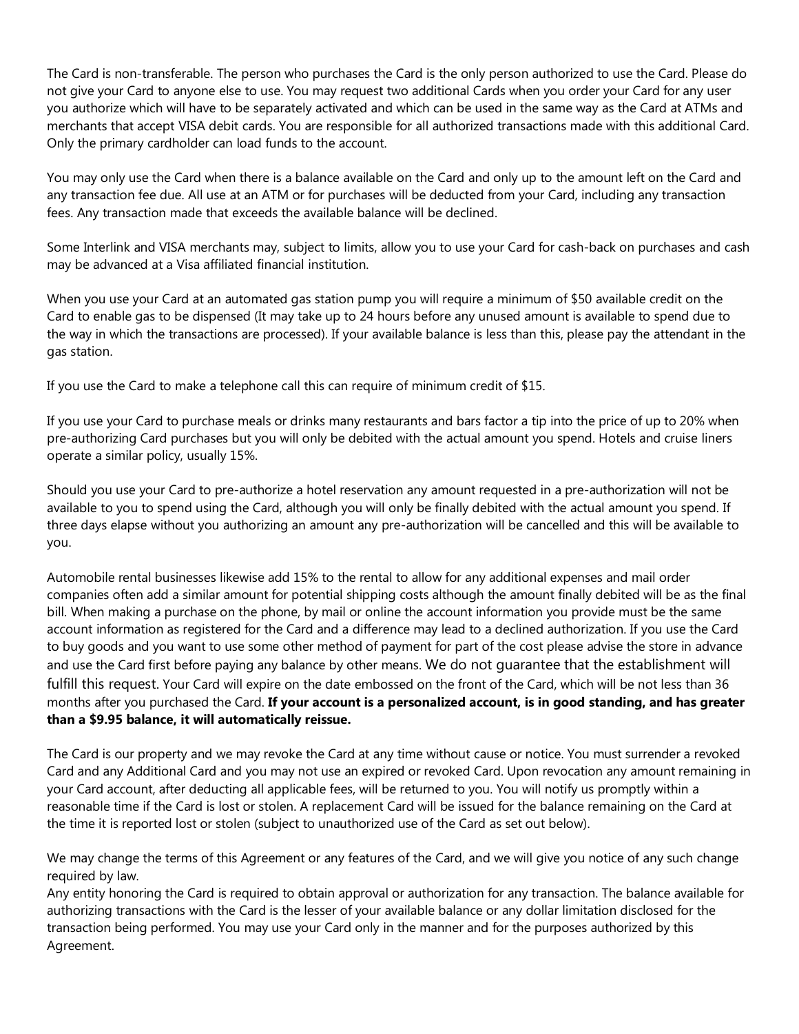The Card is non-transferable. The person who purchases the Card is the only person authorized to use the Card. Please do not give your Card to anyone else to use. You may request two additional Cards when you order your Card for any user you authorize which will have to be separately activated and which can be used in the same way as the Card at ATMs and merchants that accept VISA debit cards. You are responsible for all authorized transactions made with this additional Card. Only the primary cardholder can load funds to the account.

You may only use the Card when there is a balance available on the Card and only up to the amount left on the Card and any transaction fee due. All use at an ATM or for purchases will be deducted from your Card, including any transaction fees. Any transaction made that exceeds the available balance will be declined.

Some Interlink and VISA merchants may, subject to limits, allow you to use your Card for cash-back on purchases and cash may be advanced at a Visa affiliated financial institution.

When you use your Card at an automated gas station pump you will require a minimum of $50 available credit on the Card to enable gas to be dispensed (It may take up to 24 hours before any unused amount is available to spend due to the way in which the transactions are processed). If your available balance is less than this, please pay the attendant in the gas station.

If you use the Card to make a telephone call this can require of minimum credit of $15.

If you use your Card to purchase meals or drinks many restaurants and bars factor a tip into the price of up to 20% when pre-authorizing Card purchases but you will only be debited with the actual amount you spend. Hotels and cruise liners operate a similar policy, usually 15%.

Should you use your Card to pre-authorize a hotel reservation any amount requested in a pre-authorization will not be available to you to spend using the Card, although you will only be finally debited with the actual amount you spend. If three days elapse without you authorizing an amount any pre-authorization will be cancelled and this will be available to you.

Automobile rental businesses likewise add 15% to the rental to allow for any additional expenses and mail order companies often add a similar amount for potential shipping costs although the amount finally debited will be as the final bill. When making a purchase on the phone, by mail or online the account information you provide must be the same account information as registered for the Card and a difference may lead to a declined authorization. If you use the Card to buy goods and you want to use some other method of payment for part of the cost please advise the store in advance and use the Card first before paying any balance by other means. We do not guarantee that the establishment will fulfill this request. Your Card will expire on the date embossed on the front of the Card, which will be not less than 36 months after you purchased the Card. **If your account is a personalized account, is in good standing, and has greater than a $9.95 balance, it will automatically reissue.**

The Card is our property and we may revoke the Card at any time without cause or notice. You must surrender a revoked Card and any Additional Card and you may not use an expired or revoked Card. Upon revocation any amount remaining in your Card account, after deducting all applicable fees, will be returned to you. You will notify us promptly within a reasonable time if the Card is lost or stolen. A replacement Card will be issued for the balance remaining on the Card at the time it is reported lost or stolen (subject to unauthorized use of the Card as set out below).

We may change the terms of this Agreement or any features of the Card, and we will give you notice of any such change required by law.
Any entity honoring the Card is required to obtain approval or authorization for any transaction. The balance available for authorizing transactions with the Card is the lesser of your available balance or any dollar limitation disclosed for the transaction being performed. You may use your Card only in the manner and for the purposes authorized by this Agreement.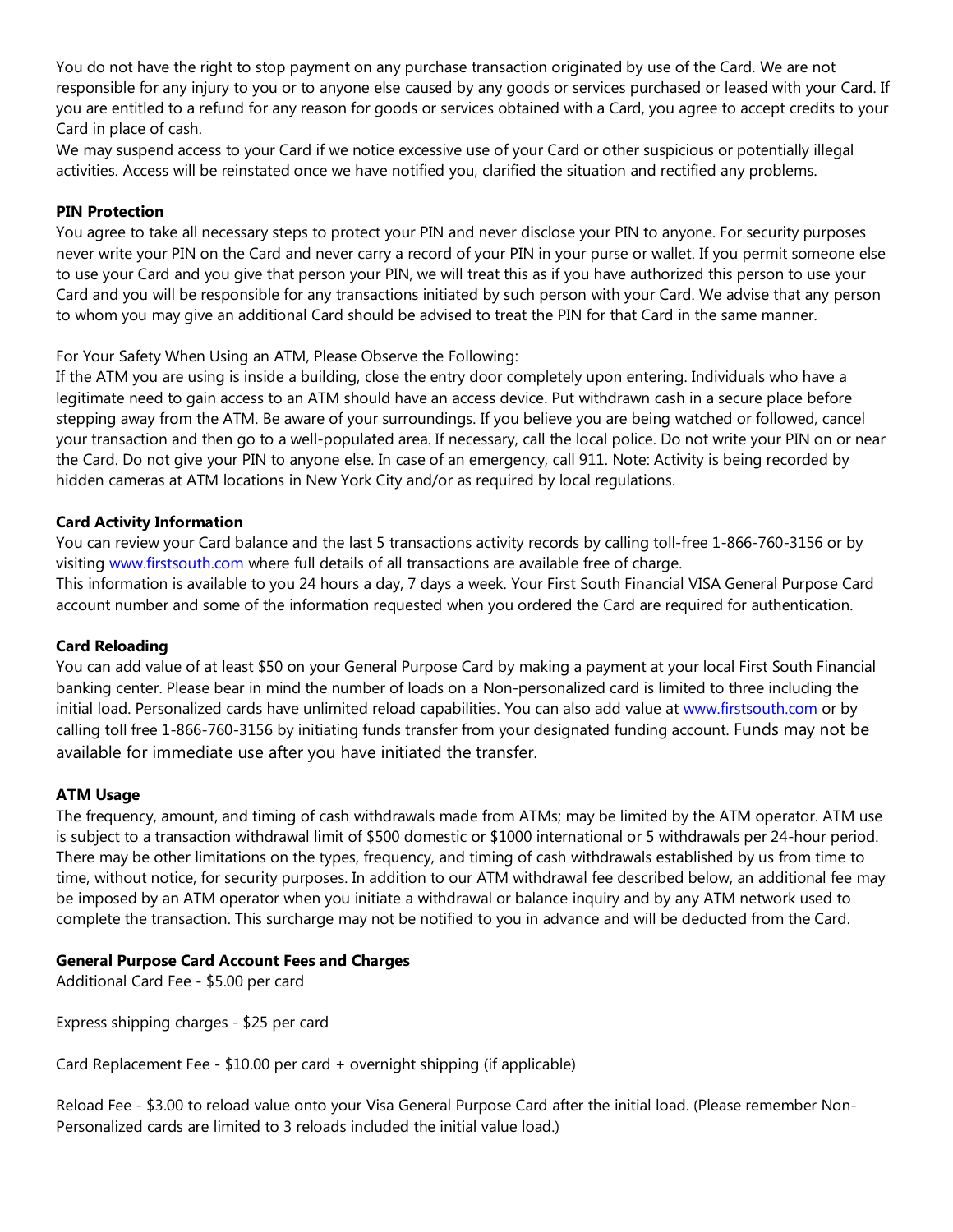You do not have the right to stop payment on any purchase transaction originated by use of the Card. We are not responsible for any injury to you or to anyone else caused by any goods or services purchased or leased with your Card. If you are entitled to a refund for any reason for goods or services obtained with a Card, you agree to accept credits to your Card in place of cash.
We may suspend access to your Card if we notice excessive use of your Card or other suspicious or potentially illegal activities. Access will be reinstated once we have notified you, clarified the situation and rectified any problems.

**PIN Protection**
You agree to take all necessary steps to protect your PIN and never disclose your PIN to anyone. For security purposes never write your PIN on the Card and never carry a record of your PIN in your purse or wallet. If you permit someone else to use your Card and you give that person your PIN, we will treat this as if you have authorized this person to use your Card and you will be responsible for any transactions initiated by such person with your Card. We advise that any person to whom you may give an additional Card should be advised to treat the PIN for that Card in the same manner.

For Your Safety When Using an ATM, Please Observe the Following:
If the ATM you are using is inside a building, close the entry door completely upon entering. Individuals who have a legitimate need to gain access to an ATM should have an access device. Put withdrawn cash in a secure place before stepping away from the ATM. Be aware of your surroundings. If you believe you are being watched or followed, cancel your transaction and then go to a well-populated area. If necessary, call the local police. Do not write your PIN on or near the Card. Do not give your PIN to anyone else. In case of an emergency, call 911. Note: Activity is being recorded by hidden cameras at ATM locations in New York City and/or as required by local regulations.

**Card Activity Information**
You can review your Card balance and the last 5 transactions activity records by calling toll-free 1-866-760-3156 or by visiting www.firstsouth.com where full details of all transactions are available free of charge.
This information is available to you 24 hours a day, 7 days a week. Your First South Financial VISA General Purpose Card account number and some of the information requested when you ordered the Card are required for authentication.

**Card Reloading**
You can add value of at least $50 on your General Purpose Card by making a payment at your local First South Financial banking center. Please bear in mind the number of loads on a Non-personalized card is limited to three including the initial load. Personalized cards have unlimited reload capabilities. You can also add value at www.firstsouth.com or by calling toll free 1-866-760-3156 by initiating funds transfer from your designated funding account. Funds may not be available for immediate use after you have initiated the transfer.

**ATM Usage**
The frequency, amount, and timing of cash withdrawals made from ATMs; may be limited by the ATM operator. ATM use is subject to a transaction withdrawal limit of $500 domestic or $1000 international or 5 withdrawals per 24-hour period. There may be other limitations on the types, frequency, and timing of cash withdrawals established by us from time to time, without notice, for security purposes. In addition to our ATM withdrawal fee described below, an additional fee may be imposed by an ATM operator when you initiate a withdrawal or balance inquiry and by any ATM network used to complete the transaction. This surcharge may not be notified to you in advance and will be deducted from the Card.

**General Purpose Card Account Fees and Charges**
Additional Card Fee - $5.00 per card

Express shipping charges - $25 per card

Card Replacement Fee - $10.00 per card + overnight shipping (if applicable)

Reload Fee - $3.00 to reload value onto your Visa General Purpose Card after the initial load. (Please remember Non-Personalized cards are limited to 3 reloads included the initial value load.)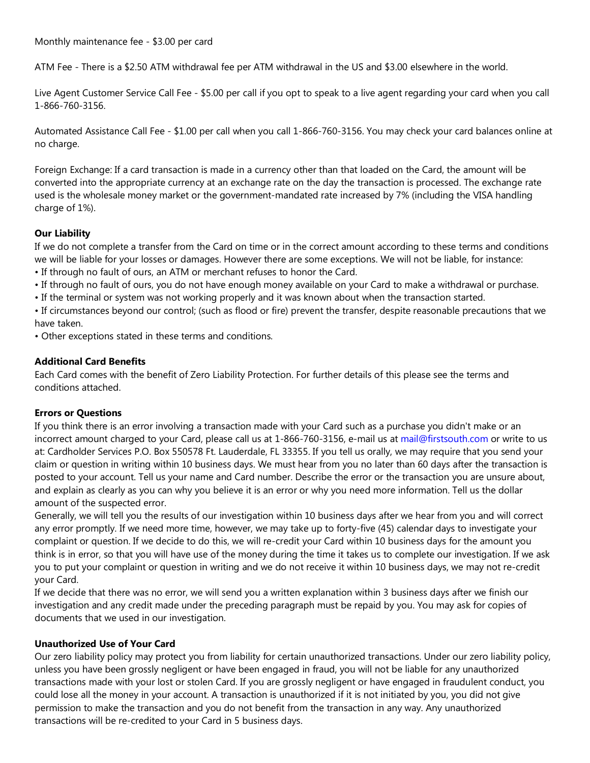Monthly maintenance fee - $3.00 per card

ATM Fee - There is a $2.50 ATM withdrawal fee per ATM withdrawal in the US and $3.00 elsewhere in the world.

Live Agent Customer Service Call Fee - $5.00 per call if you opt to speak to a live agent regarding your card when you call 1-866-760-3156.

Automated Assistance Call Fee - $1.00 per call when you call 1-866-760-3156. You may check your card balances online at no charge.

Foreign Exchange: If a card transaction is made in a currency other than that loaded on the Card, the amount will be converted into the appropriate currency at an exchange rate on the day the transaction is processed. The exchange rate used is the wholesale money market or the government-mandated rate increased by 7% (including the VISA handling charge of 1%).

**Our Liability**

If we do not complete a transfer from the Card on time or in the correct amount according to these terms and conditions we will be liable for your losses or damages. However there are some exceptions. We will not be liable, for instance:

- If through no fault of ours, an ATM or merchant refuses to honor the Card.
- If through no fault of ours, you do not have enough money available on your Card to make a withdrawal or purchase.
- If the terminal or system was not working properly and it was known about when the transaction started.
- If circumstances beyond our control; (such as flood or fire) prevent the transfer, despite reasonable precautions that we have taken.
- Other exceptions stated in these terms and conditions.

**Additional Card Benefits**

Each Card comes with the benefit of Zero Liability Protection. For further details of this please see the terms and conditions attached.

**Errors or Questions**

If you think there is an error involving a transaction made with your Card such as a purchase you didn't make or an incorrect amount charged to your Card, please call us at 1-866-760-3156, e-mail us at mail@firstsouth.com or write to us at: Cardholder Services P.O. Box 550578 Ft. Lauderdale, FL 33355. If you tell us orally, we may require that you send your claim or question in writing within 10 business days. We must hear from you no later than 60 days after the transaction is posted to your account. Tell us your name and Card number. Describe the error or the transaction you are unsure about, and explain as clearly as you can why you believe it is an error or why you need more information. Tell us the dollar amount of the suspected error.

Generally, we will tell you the results of our investigation within 10 business days after we hear from you and will correct any error promptly. If we need more time, however, we may take up to forty-five (45) calendar days to investigate your complaint or question. If we decide to do this, we will re-credit your Card within 10 business days for the amount you think is in error, so that you will have use of the money during the time it takes us to complete our investigation. If we ask you to put your complaint or question in writing and we do not receive it within 10 business days, we may not re-credit your Card.

If we decide that there was no error, we will send you a written explanation within 3 business days after we finish our investigation and any credit made under the preceding paragraph must be repaid by you. You may ask for copies of documents that we used in our investigation.

**Unauthorized Use of Your Card**

Our zero liability policy may protect you from liability for certain unauthorized transactions. Under our zero liability policy, unless you have been grossly negligent or have been engaged in fraud, you will not be liable for any unauthorized transactions made with your lost or stolen Card. If you are grossly negligent or have engaged in fraudulent conduct, you could lose all the money in your account. A transaction is unauthorized if it is not initiated by you, you did not give permission to make the transaction and you do not benefit from the transaction in any way. Any unauthorized transactions will be re-credited to your Card in 5 business days.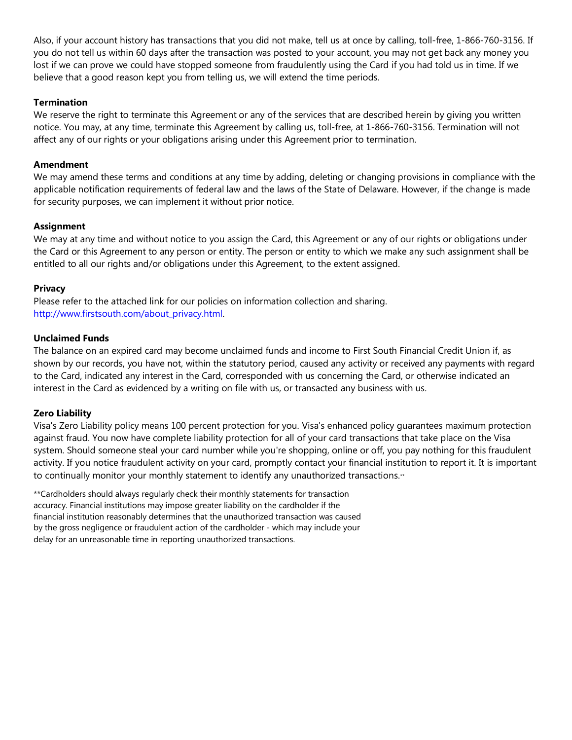Also, if your account history has transactions that you did not make, tell us at once by calling, toll-free, 1-866-760-3156. If you do not tell us within 60 days after the transaction was posted to your account, you may not get back any money you lost if we can prove we could have stopped someone from fraudulently using the Card if you had told us in time. If we believe that a good reason kept you from telling us, we will extend the time periods.

**Termination**

We reserve the right to terminate this Agreement or any of the services that are described herein by giving you written notice. You may, at any time, terminate this Agreement by calling us, toll-free, at 1-866-760-3156. Termination will not affect any of our rights or your obligations arising under this Agreement prior to termination.

**Amendment**

We may amend these terms and conditions at any time by adding, deleting or changing provisions in compliance with the applicable notification requirements of federal law and the laws of the State of Delaware. However, if the change is made for security purposes, we can implement it without prior notice.

**Assignment**

We may at any time and without notice to you assign the Card, this Agreement or any of our rights or obligations under the Card or this Agreement to any person or entity. The person or entity to which we make any such assignment shall be entitled to all our rights and/or obligations under this Agreement, to the extent assigned.

**Privacy**

Please refer to the attached link for our policies on information collection and sharing.
http://www.firstsouth.com/about_privacy.html.

**Unclaimed Funds**

The balance on an expired card may become unclaimed funds and income to First South Financial Credit Union if, as shown by our records, you have not, within the statutory period, caused any activity or received any payments with regard to the Card, indicated any interest in the Card, corresponded with us concerning the Card, or otherwise indicated an interest in the Card as evidenced by a writing on file with us, or transacted any business with us.

**Zero Liability**

Visa's Zero Liability policy means 100 percent protection for you. Visa's enhanced policy guarantees maximum protection against fraud. You now have complete liability protection for all of your card transactions that take place on the Visa system. Should someone steal your card number while you're shopping, online or off, you pay nothing for this fraudulent activity. If you notice fraudulent activity on your card, promptly contact your financial institution to report it. It is important to continually monitor your monthly statement to identify any unauthorized transactions.**

**Cardholders should always regularly check their monthly statements for transaction accuracy. Financial institutions may impose greater liability on the cardholder if the financial institution reasonably determines that the unauthorized transaction was caused by the gross negligence or fraudulent action of the cardholder - which may include your delay for an unreasonable time in reporting unauthorized transactions.